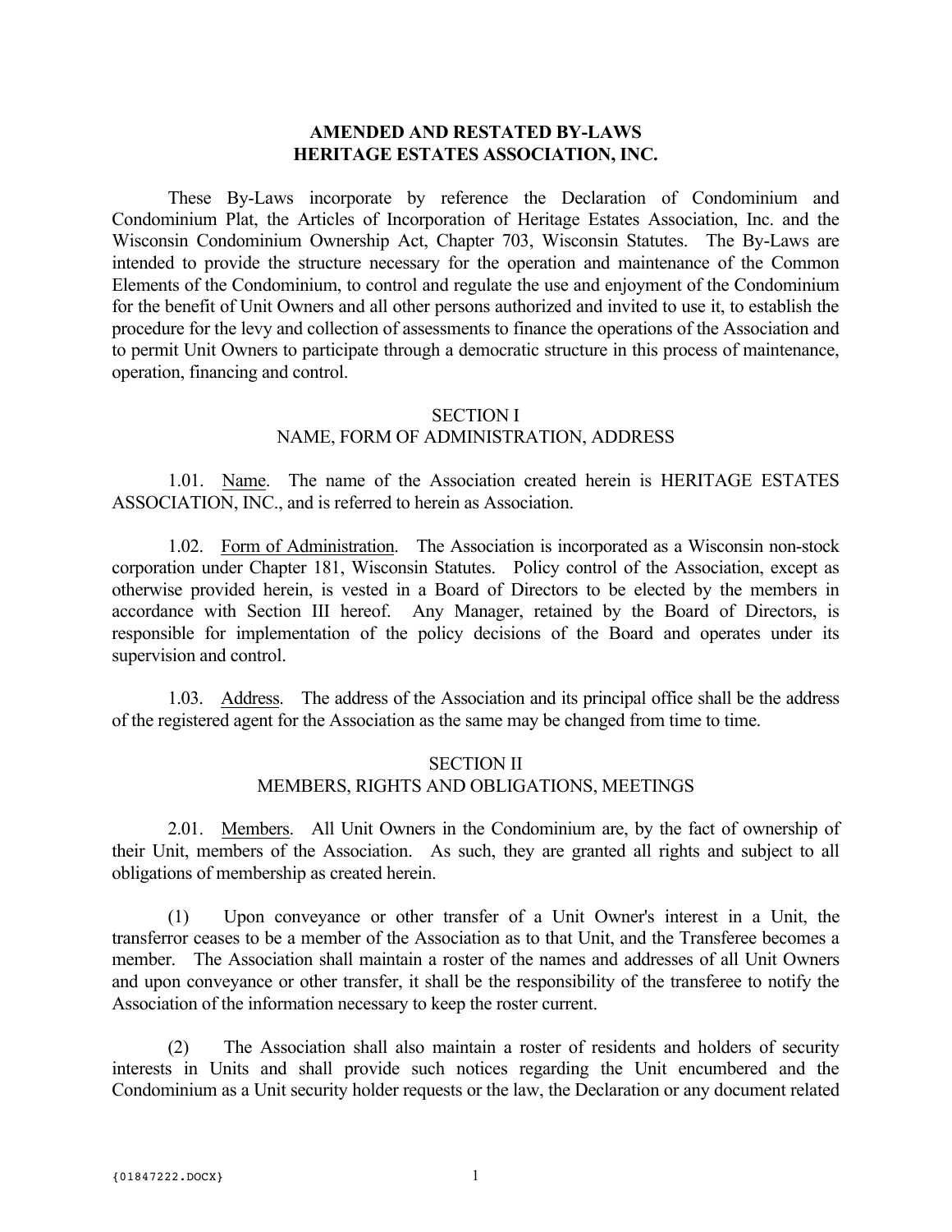# AMENDED AND RESTATED BY-LAWS
# HERITAGE ESTATES ASSOCIATION, INC.

These By-Laws incorporate by reference the Declaration of Condominium and Condominium Plat, the Articles of Incorporation of Heritage Estates Association, Inc. and the Wisconsin Condominium Ownership Act, Chapter 703, Wisconsin Statutes. The By-Laws are intended to provide the structure necessary for the operation and maintenance of the Common Elements of the Condominium, to control and regulate the use and enjoyment of the Condominium for the benefit of Unit Owners and all other persons authorized and invited to use it, to establish the procedure for the levy and collection of assessments to finance the operations of the Association and to permit Unit Owners to participate through a democratic structure in this process of maintenance, operation, financing and control.

## SECTION I
## NAME, FORM OF ADMINISTRATION, ADDRESS

1.01. Name. The name of the Association created herein is HERITAGE ESTATES ASSOCIATION, INC., and is referred to herein as Association.

1.02. Form of Administration. The Association is incorporated as a Wisconsin non-stock corporation under Chapter 181, Wisconsin Statutes. Policy control of the Association, except as otherwise provided herein, is vested in a Board of Directors to be elected by the members in accordance with Section III hereof. Any Manager, retained by the Board of Directors, is responsible for implementation of the policy decisions of the Board and operates under its supervision and control.

1.03. Address. The address of the Association and its principal office shall be the address of the registered agent for the Association as the same may be changed from time to time.

## SECTION II
## MEMBERS, RIGHTS AND OBLIGATIONS, MEETINGS

2.01. Members. All Unit Owners in the Condominium are, by the fact of ownership of their Unit, members of the Association. As such, they are granted all rights and subject to all obligations of membership as created herein.

(1) Upon conveyance or other transfer of a Unit Owner's interest in a Unit, the transferror ceases to be a member of the Association as to that Unit, and the Transferee becomes a member. The Association shall maintain a roster of the names and addresses of all Unit Owners and upon conveyance or other transfer, it shall be the responsibility of the transferee to notify the Association of the information necessary to keep the roster current.

(2) The Association shall also maintain a roster of residents and holders of security interests in Units and shall provide such notices regarding the Unit encumbered and the Condominium as a Unit security holder requests or the law, the Declaration or any document related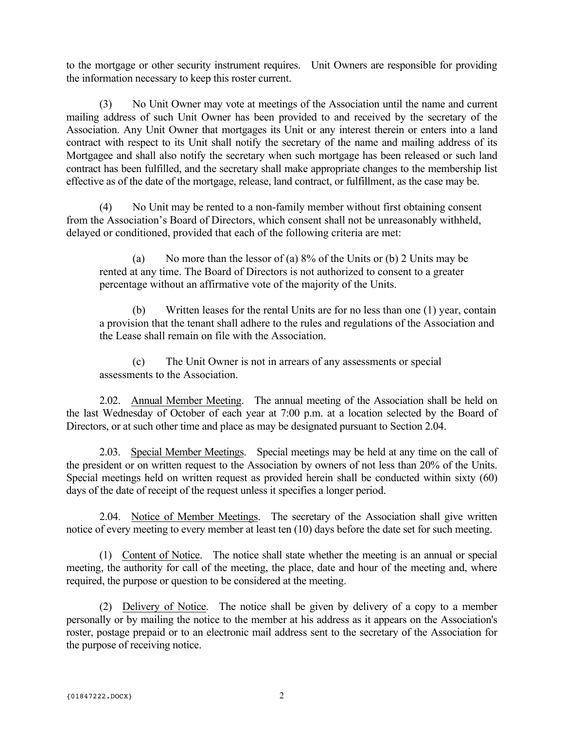to the mortgage or other security instrument requires. Unit Owners are responsible for providing the information necessary to keep this roster current.

(3) No Unit Owner may vote at meetings of the Association until the name and current mailing address of such Unit Owner has been provided to and received by the secretary of the Association. Any Unit Owner that mortgages its Unit or any interest therein or enters into a land contract with respect to its Unit shall notify the secretary of the name and mailing address of its Mortgagee and shall also notify the secretary when such mortgage has been released or such land contract has been fulfilled, and the secretary shall make appropriate changes to the membership list effective as of the date of the mortgage, release, land contract, or fulfillment, as the case may be.

(4) No Unit may be rented to a non-family member without first obtaining consent from the Association's Board of Directors, which consent shall not be unreasonably withheld, delayed or conditioned, provided that each of the following criteria are met:

(a) No more than the lessor of (a) 8% of the Units or (b) 2 Units may be rented at any time. The Board of Directors is not authorized to consent to a greater percentage without an affirmative vote of the majority of the Units.

(b) Written leases for the rental Units are for no less than one (1) year, contain a provision that the tenant shall adhere to the rules and regulations of the Association and the Lease shall remain on file with the Association.

(c) The Unit Owner is not in arrears of any assessments or special assessments to the Association.

2.02. Annual Member Meeting. The annual meeting of the Association shall be held on the last Wednesday of October of each year at 7:00 p.m. at a location selected by the Board of Directors, or at such other time and place as may be designated pursuant to Section 2.04.

2.03. Special Member Meetings. Special meetings may be held at any time on the call of the president or on written request to the Association by owners of not less than 20% of the Units. Special meetings held on written request as provided herein shall be conducted within sixty (60) days of the date of receipt of the request unless it specifies a longer period.

2.04. Notice of Member Meetings. The secretary of the Association shall give written notice of every meeting to every member at least ten (10) days before the date set for such meeting.

(1) Content of Notice. The notice shall state whether the meeting is an annual or special meeting, the authority for call of the meeting, the place, date and hour of the meeting and, where required, the purpose or question to be considered at the meeting.

(2) Delivery of Notice. The notice shall be given by delivery of a copy to a member personally or by mailing the notice to the member at his address as it appears on the Association's roster, postage prepaid or to an electronic mail address sent to the secretary of the Association for the purpose of receiving notice.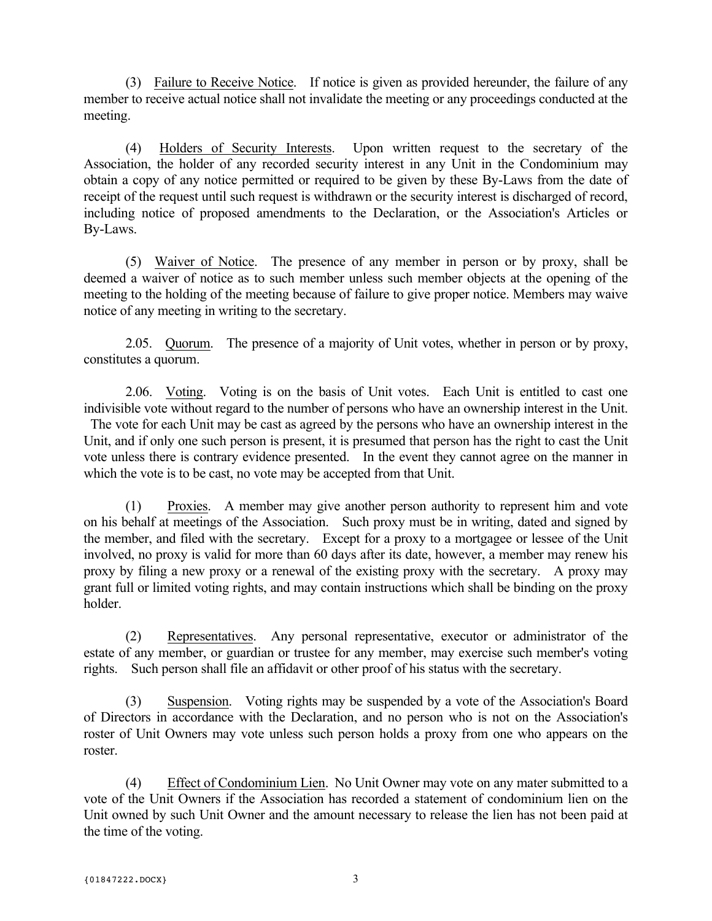(3) Failure to Receive Notice. If notice is given as provided hereunder, the failure of any member to receive actual notice shall not invalidate the meeting or any proceedings conducted at the meeting.

(4) Holders of Security Interests. Upon written request to the secretary of the Association, the holder of any recorded security interest in any Unit in the Condominium may obtain a copy of any notice permitted or required to be given by these By-Laws from the date of receipt of the request until such request is withdrawn or the security interest is discharged of record, including notice of proposed amendments to the Declaration, or the Association's Articles or By-Laws.

(5) Waiver of Notice. The presence of any member in person or by proxy, shall be deemed a waiver of notice as to such member unless such member objects at the opening of the meeting to the holding of the meeting because of failure to give proper notice. Members may waive notice of any meeting in writing to the secretary.

2.05. Quorum. The presence of a majority of Unit votes, whether in person or by proxy, constitutes a quorum.

2.06. Voting. Voting is on the basis of Unit votes. Each Unit is entitled to cast one indivisible vote without regard to the number of persons who have an ownership interest in the Unit. The vote for each Unit may be cast as agreed by the persons who have an ownership interest in the Unit, and if only one such person is present, it is presumed that person has the right to cast the Unit vote unless there is contrary evidence presented. In the event they cannot agree on the manner in which the vote is to be cast, no vote may be accepted from that Unit.

(1) Proxies. A member may give another person authority to represent him and vote on his behalf at meetings of the Association. Such proxy must be in writing, dated and signed by the member, and filed with the secretary. Except for a proxy to a mortgagee or lessee of the Unit involved, no proxy is valid for more than 60 days after its date, however, a member may renew his proxy by filing a new proxy or a renewal of the existing proxy with the secretary. A proxy may grant full or limited voting rights, and may contain instructions which shall be binding on the proxy holder.

(2) Representatives. Any personal representative, executor or administrator of the estate of any member, or guardian or trustee for any member, may exercise such member's voting rights. Such person shall file an affidavit or other proof of his status with the secretary.

(3) Suspension. Voting rights may be suspended by a vote of the Association's Board of Directors in accordance with the Declaration, and no person who is not on the Association's roster of Unit Owners may vote unless such person holds a proxy from one who appears on the roster.

(4) Effect of Condominium Lien. No Unit Owner may vote on any mater submitted to a vote of the Unit Owners if the Association has recorded a statement of condominium lien on the Unit owned by such Unit Owner and the amount necessary to release the lien has not been paid at the time of the voting.

{01847222.DOCX}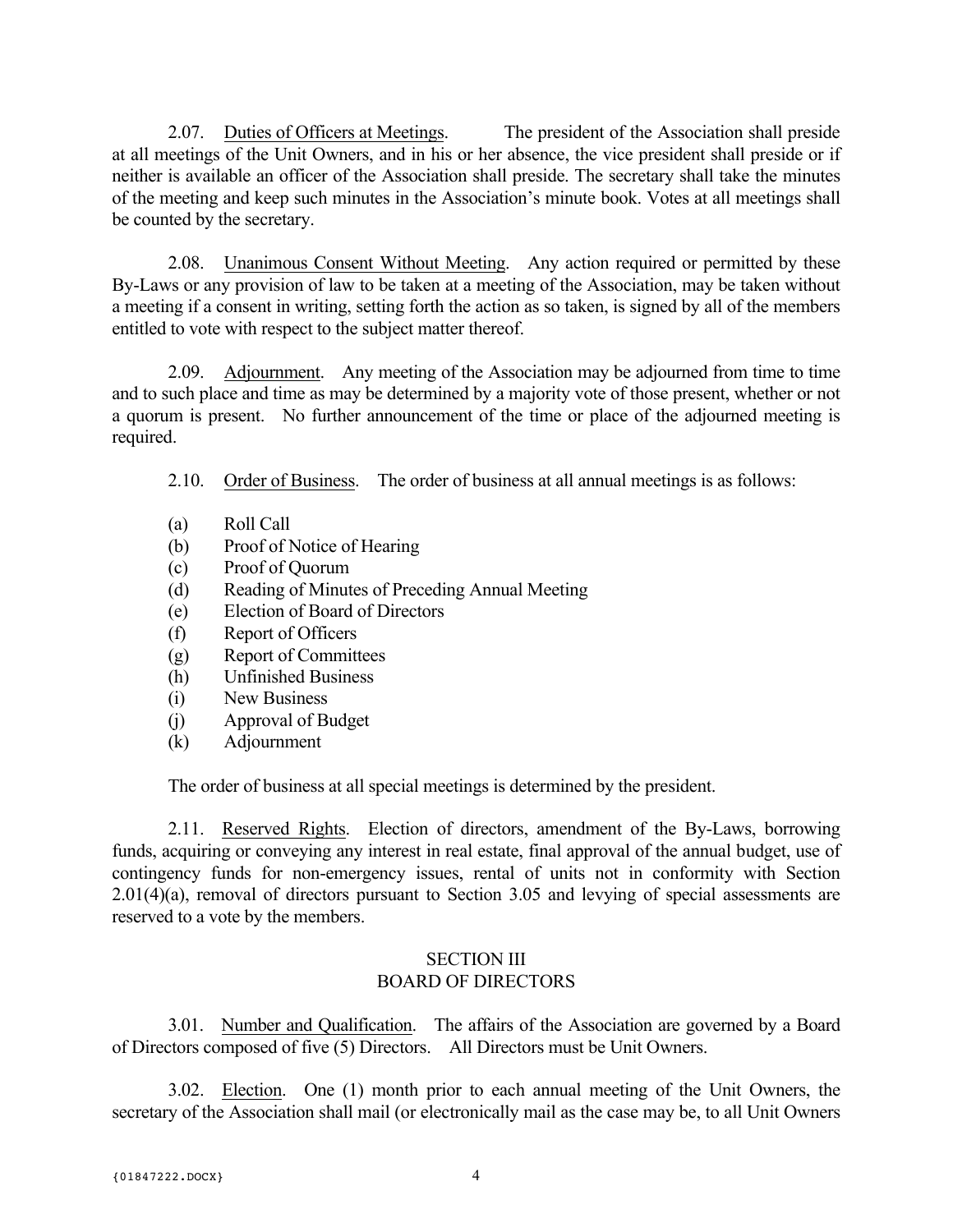2.07. Duties of Officers at Meetings. The president of the Association shall preside at all meetings of the Unit Owners, and in his or her absence, the vice president shall preside or if neither is available an officer of the Association shall preside. The secretary shall take the minutes of the meeting and keep such minutes in the Association's minute book. Votes at all meetings shall be counted by the secretary.

2.08. Unanimous Consent Without Meeting. Any action required or permitted by these By-Laws or any provision of law to be taken at a meeting of the Association, may be taken without a meeting if a consent in writing, setting forth the action as so taken, is signed by all of the members entitled to vote with respect to the subject matter thereof.

2.09. Adjournment. Any meeting of the Association may be adjourned from time to time and to such place and time as may be determined by a majority vote of those present, whether or not a quorum is present. No further announcement of the time or place of the adjourned meeting is required.

2.10. Order of Business. The order of business at all annual meetings is as follows:

(a) Roll Call
(b) Proof of Notice of Hearing
(c) Proof of Quorum
(d) Reading of Minutes of Preceding Annual Meeting
(e) Election of Board of Directors
(f) Report of Officers
(g) Report of Committees
(h) Unfinished Business
(i) New Business
(j) Approval of Budget
(k) Adjournment

The order of business at all special meetings is determined by the president.

2.11. Reserved Rights. Election of directors, amendment of the By-Laws, borrowing funds, acquiring or conveying any interest in real estate, final approval of the annual budget, use of contingency funds for non-emergency issues, rental of units not in conformity with Section 2.01(4)(a), removal of directors pursuant to Section 3.05 and levying of special assessments are reserved to a vote by the members.

## SECTION III
## BOARD OF DIRECTORS

3.01. Number and Qualification. The affairs of the Association are governed by a Board of Directors composed of five (5) Directors. All Directors must be Unit Owners.

3.02. Election. One (1) month prior to each annual meeting of the Unit Owners, the secretary of the Association shall mail (or electronically mail as the case may be, to all Unit Owners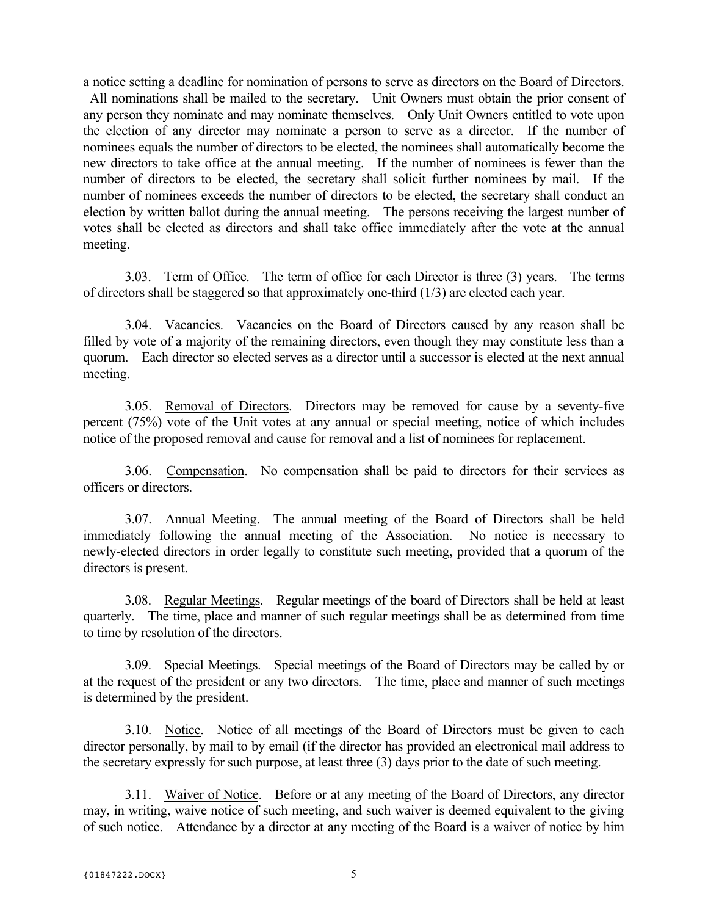a notice setting a deadline for nomination of persons to serve as directors on the Board of Directors. All nominations shall be mailed to the secretary. Unit Owners must obtain the prior consent of any person they nominate and may nominate themselves. Only Unit Owners entitled to vote upon the election of any director may nominate a person to serve as a director. If the number of nominees equals the number of directors to be elected, the nominees shall automatically become the new directors to take office at the annual meeting. If the number of nominees is fewer than the number of directors to be elected, the secretary shall solicit further nominees by mail. If the number of nominees exceeds the number of directors to be elected, the secretary shall conduct an election by written ballot during the annual meeting. The persons receiving the largest number of votes shall be elected as directors and shall take office immediately after the vote at the annual meeting.

3.03. Term of Office. The term of office for each Director is three (3) years. The terms of directors shall be staggered so that approximately one-third (1/3) are elected each year.

3.04. Vacancies. Vacancies on the Board of Directors caused by any reason shall be filled by vote of a majority of the remaining directors, even though they may constitute less than a quorum. Each director so elected serves as a director until a successor is elected at the next annual meeting.

3.05. Removal of Directors. Directors may be removed for cause by a seventy-five percent (75%) vote of the Unit votes at any annual or special meeting, notice of which includes notice of the proposed removal and cause for removal and a list of nominees for replacement.

3.06. Compensation. No compensation shall be paid to directors for their services as officers or directors.

3.07. Annual Meeting. The annual meeting of the Board of Directors shall be held immediately following the annual meeting of the Association. No notice is necessary to newly-elected directors in order legally to constitute such meeting, provided that a quorum of the directors is present.

3.08. Regular Meetings. Regular meetings of the board of Directors shall be held at least quarterly. The time, place and manner of such regular meetings shall be as determined from time to time by resolution of the directors.

3.09. Special Meetings. Special meetings of the Board of Directors may be called by or at the request of the president or any two directors. The time, place and manner of such meetings is determined by the president.

3.10. Notice. Notice of all meetings of the Board of Directors must be given to each director personally, by mail to by email (if the director has provided an electronical mail address to the secretary expressly for such purpose, at least three (3) days prior to the date of such meeting.

3.11. Waiver of Notice. Before or at any meeting of the Board of Directors, any director may, in writing, waive notice of such meeting, and such waiver is deemed equivalent to the giving of such notice. Attendance by a director at any meeting of the Board is a waiver of notice by him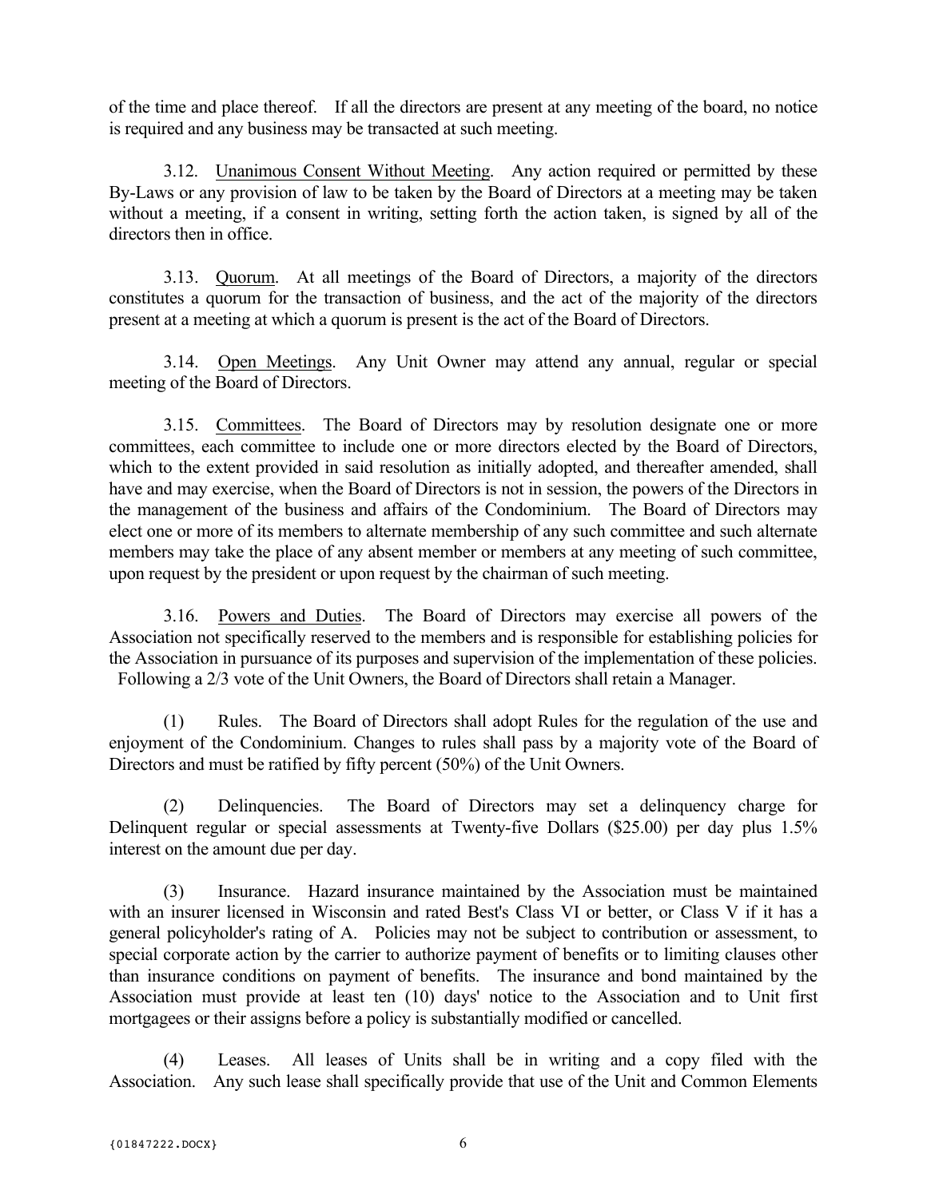of the time and place thereof. If all the directors are present at any meeting of the board, no notice is required and any business may be transacted at such meeting.

3.12. Unanimous Consent Without Meeting. Any action required or permitted by these By-Laws or any provision of law to be taken by the Board of Directors at a meeting may be taken without a meeting, if a consent in writing, setting forth the action taken, is signed by all of the directors then in office.

3.13. Quorum. At all meetings of the Board of Directors, a majority of the directors constitutes a quorum for the transaction of business, and the act of the majority of the directors present at a meeting at which a quorum is present is the act of the Board of Directors.

3.14. Open Meetings. Any Unit Owner may attend any annual, regular or special meeting of the Board of Directors.

3.15. Committees. The Board of Directors may by resolution designate one or more committees, each committee to include one or more directors elected by the Board of Directors, which to the extent provided in said resolution as initially adopted, and thereafter amended, shall have and may exercise, when the Board of Directors is not in session, the powers of the Directors in the management of the business and affairs of the Condominium. The Board of Directors may elect one or more of its members to alternate membership of any such committee and such alternate members may take the place of any absent member or members at any meeting of such committee, upon request by the president or upon request by the chairman of such meeting.

3.16. Powers and Duties. The Board of Directors may exercise all powers of the Association not specifically reserved to the members and is responsible for establishing policies for the Association in pursuance of its purposes and supervision of the implementation of these policies. Following a 2/3 vote of the Unit Owners, the Board of Directors shall retain a Manager.

(1) Rules. The Board of Directors shall adopt Rules for the regulation of the use and enjoyment of the Condominium. Changes to rules shall pass by a majority vote of the Board of Directors and must be ratified by fifty percent (50%) of the Unit Owners.

(2) Delinquencies. The Board of Directors may set a delinquency charge for Delinquent regular or special assessments at Twenty-five Dollars ($25.00) per day plus 1.5% interest on the amount due per day.

(3) Insurance. Hazard insurance maintained by the Association must be maintained with an insurer licensed in Wisconsin and rated Best's Class VI or better, or Class V if it has a general policyholder's rating of A. Policies may not be subject to contribution or assessment, to special corporate action by the carrier to authorize payment of benefits or to limiting clauses other than insurance conditions on payment of benefits. The insurance and bond maintained by the Association must provide at least ten (10) days' notice to the Association and to Unit first mortgagees or their assigns before a policy is substantially modified or cancelled.

(4) Leases. All leases of Units shall be in writing and a copy filed with the Association. Any such lease shall specifically provide that use of the Unit and Common Elements

{01847222.DOCX}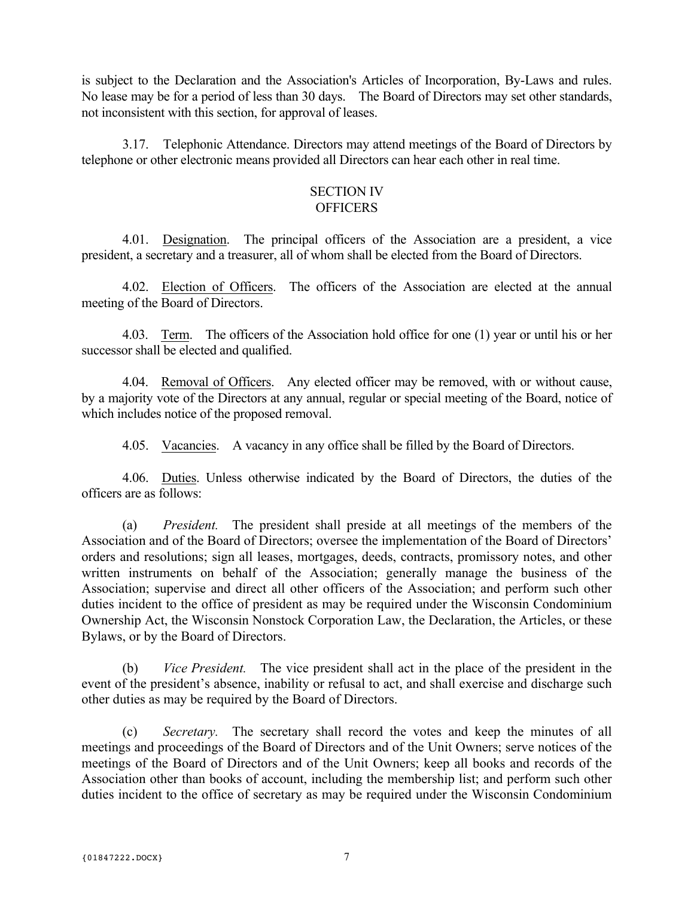is subject to the Declaration and the Association's Articles of Incorporation, By-Laws and rules. No lease may be for a period of less than 30 days. The Board of Directors may set other standards, not inconsistent with this section, for approval of leases.

3.17. Telephonic Attendance. Directors may attend meetings of the Board of Directors by telephone or other electronic means provided all Directors can hear each other in real time.

## SECTION IV
## OFFICERS

4.01. Designation. The principal officers of the Association are a president, a vice president, a secretary and a treasurer, all of whom shall be elected from the Board of Directors.

4.02. Election of Officers. The officers of the Association are elected at the annual meeting of the Board of Directors.

4.03. Term. The officers of the Association hold office for one (1) year or until his or her successor shall be elected and qualified.

4.04. Removal of Officers. Any elected officer may be removed, with or without cause, by a majority vote of the Directors at any annual, regular or special meeting of the Board, notice of which includes notice of the proposed removal.

4.05. Vacancies. A vacancy in any office shall be filled by the Board of Directors.

4.06. Duties. Unless otherwise indicated by the Board of Directors, the duties of the officers are as follows:

(a) *President.* The president shall preside at all meetings of the members of the Association and of the Board of Directors; oversee the implementation of the Board of Directors' orders and resolutions; sign all leases, mortgages, deeds, contracts, promissory notes, and other written instruments on behalf of the Association; generally manage the business of the Association; supervise and direct all other officers of the Association; and perform such other duties incident to the office of president as may be required under the Wisconsin Condominium Ownership Act, the Wisconsin Nonstock Corporation Law, the Declaration, the Articles, or these Bylaws, or by the Board of Directors.

(b) *Vice President.* The vice president shall act in the place of the president in the event of the president's absence, inability or refusal to act, and shall exercise and discharge such other duties as may be required by the Board of Directors.

(c) *Secretary.* The secretary shall record the votes and keep the minutes of all meetings and proceedings of the Board of Directors and of the Unit Owners; serve notices of the meetings of the Board of Directors and of the Unit Owners; keep all books and records of the Association other than books of account, including the membership list; and perform such other duties incident to the office of secretary as may be required under the Wisconsin Condominium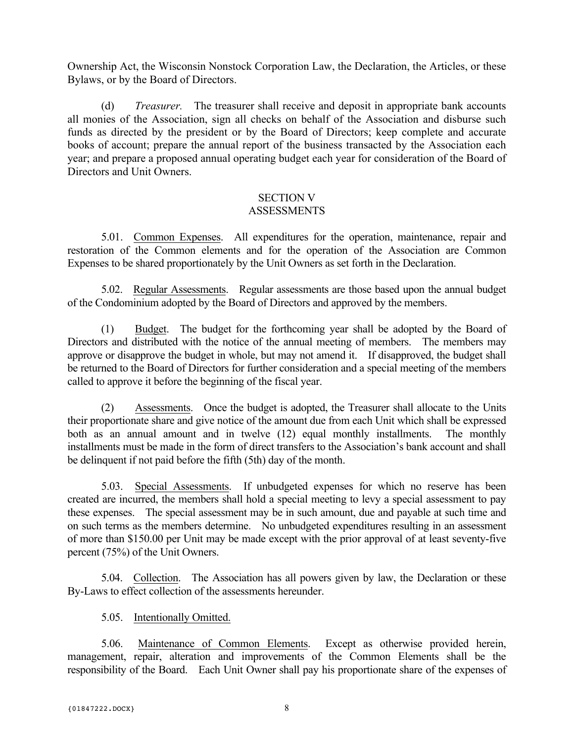Ownership Act, the Wisconsin Nonstock Corporation Law, the Declaration, the Articles, or these Bylaws, or by the Board of Directors.

(d) *Treasurer.* The treasurer shall receive and deposit in appropriate bank accounts all monies of the Association, sign all checks on behalf of the Association and disburse such funds as directed by the president or by the Board of Directors; keep complete and accurate books of account; prepare the annual report of the business transacted by the Association each year; and prepare a proposed annual operating budget each year for consideration of the Board of Directors and Unit Owners.

## SECTION V
## ASSESSMENTS

5.01. <u>Common Expenses</u>. All expenditures for the operation, maintenance, repair and restoration of the Common elements and for the operation of the Association are Common Expenses to be shared proportionately by the Unit Owners as set forth in the Declaration.

5.02. <u>Regular Assessments</u>. Regular assessments are those based upon the annual budget of the Condominium adopted by the Board of Directors and approved by the members.

(1) <u>Budget</u>. The budget for the forthcoming year shall be adopted by the Board of Directors and distributed with the notice of the annual meeting of members. The members may approve or disapprove the budget in whole, but may not amend it. If disapproved, the budget shall be returned to the Board of Directors for further consideration and a special meeting of the members called to approve it before the beginning of the fiscal year.

(2) <u>Assessments</u>. Once the budget is adopted, the Treasurer shall allocate to the Units their proportionate share and give notice of the amount due from each Unit which shall be expressed both as an annual amount and in twelve (12) equal monthly installments. The monthly installments must be made in the form of direct transfers to the Association's bank account and shall be delinquent if not paid before the fifth (5th) day of the month.

5.03. <u>Special Assessments</u>. If unbudgeted expenses for which no reserve has been created are incurred, the members shall hold a special meeting to levy a special assessment to pay these expenses. The special assessment may be in such amount, due and payable at such time and on such terms as the members determine. No unbudgeted expenditures resulting in an assessment of more than $150.00 per Unit may be made except with the prior approval of at least seventy-five percent (75%) of the Unit Owners.

5.04. <u>Collection</u>. The Association has all powers given by law, the Declaration or these By-Laws to effect collection of the assessments hereunder.

5.05. <u>Intentionally Omitted.</u>

5.06. <u>Maintenance of Common Elements</u>. Except as otherwise provided herein, management, repair, alteration and improvements of the Common Elements shall be the responsibility of the Board. Each Unit Owner shall pay his proportionate share of the expenses of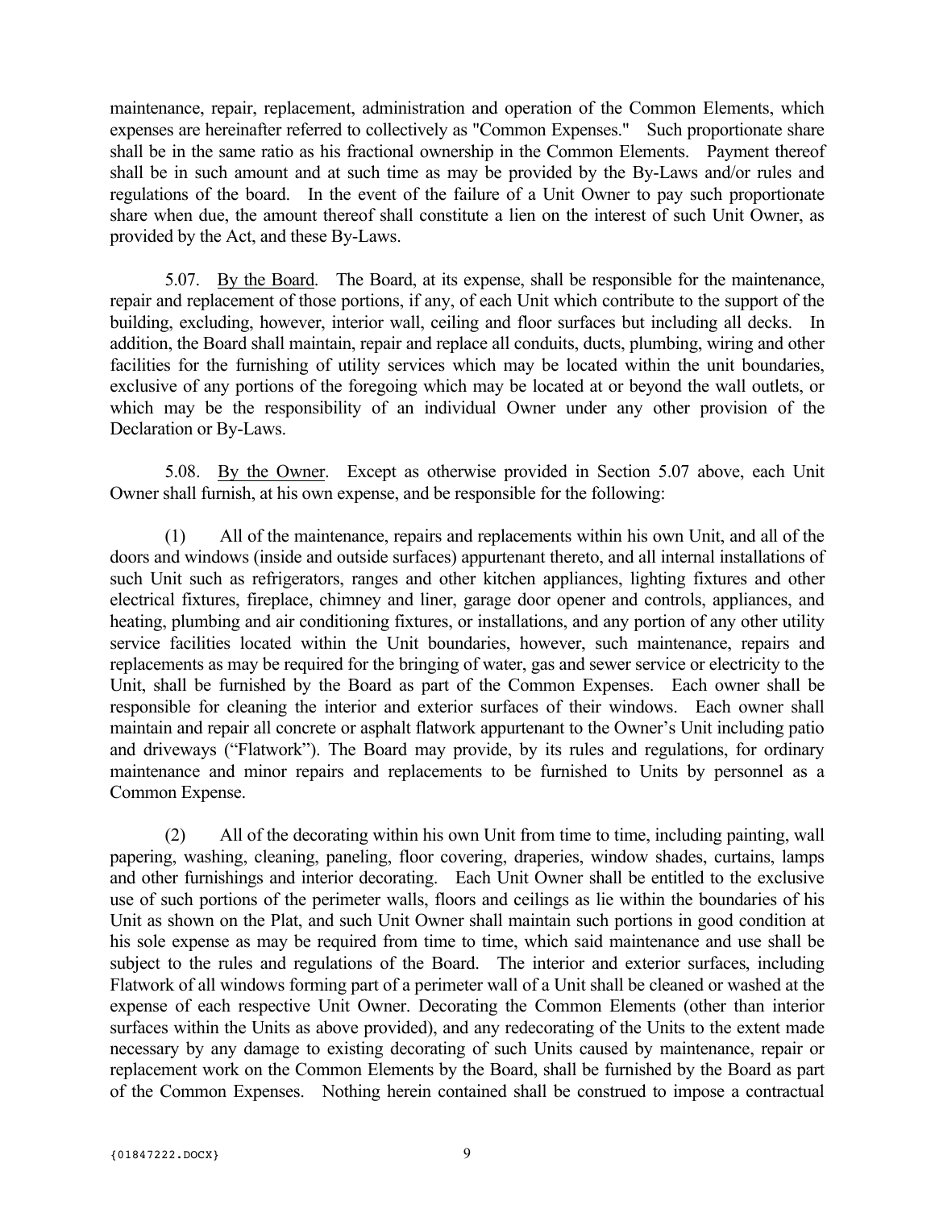maintenance, repair, replacement, administration and operation of the Common Elements, which expenses are hereinafter referred to collectively as "Common Expenses." Such proportionate share shall be in the same ratio as his fractional ownership in the Common Elements. Payment thereof shall be in such amount and at such time as may be provided by the By-Laws and/or rules and regulations of the board. In the event of the failure of a Unit Owner to pay such proportionate share when due, the amount thereof shall constitute a lien on the interest of such Unit Owner, as provided by the Act, and these By-Laws.

5.07. By the Board. The Board, at its expense, shall be responsible for the maintenance, repair and replacement of those portions, if any, of each Unit which contribute to the support of the building, excluding, however, interior wall, ceiling and floor surfaces but including all decks. In addition, the Board shall maintain, repair and replace all conduits, ducts, plumbing, wiring and other facilities for the furnishing of utility services which may be located within the unit boundaries, exclusive of any portions of the foregoing which may be located at or beyond the wall outlets, or which may be the responsibility of an individual Owner under any other provision of the Declaration or By-Laws.

5.08. By the Owner. Except as otherwise provided in Section 5.07 above, each Unit Owner shall furnish, at his own expense, and be responsible for the following:

(1) All of the maintenance, repairs and replacements within his own Unit, and all of the doors and windows (inside and outside surfaces) appurtenant thereto, and all internal installations of such Unit such as refrigerators, ranges and other kitchen appliances, lighting fixtures and other electrical fixtures, fireplace, chimney and liner, garage door opener and controls, appliances, and heating, plumbing and air conditioning fixtures, or installations, and any portion of any other utility service facilities located within the Unit boundaries, however, such maintenance, repairs and replacements as may be required for the bringing of water, gas and sewer service or electricity to the Unit, shall be furnished by the Board as part of the Common Expenses. Each owner shall be responsible for cleaning the interior and exterior surfaces of their windows. Each owner shall maintain and repair all concrete or asphalt flatwork appurtenant to the Owner's Unit including patio and driveways ("Flatwork"). The Board may provide, by its rules and regulations, for ordinary maintenance and minor repairs and replacements to be furnished to Units by personnel as a Common Expense.

(2) All of the decorating within his own Unit from time to time, including painting, wall papering, washing, cleaning, paneling, floor covering, draperies, window shades, curtains, lamps and other furnishings and interior decorating. Each Unit Owner shall be entitled to the exclusive use of such portions of the perimeter walls, floors and ceilings as lie within the boundaries of his Unit as shown on the Plat, and such Unit Owner shall maintain such portions in good condition at his sole expense as may be required from time to time, which said maintenance and use shall be subject to the rules and regulations of the Board. The interior and exterior surfaces, including Flatwork of all windows forming part of a perimeter wall of a Unit shall be cleaned or washed at the expense of each respective Unit Owner. Decorating the Common Elements (other than interior surfaces within the Units as above provided), and any redecorating of the Units to the extent made necessary by any damage to existing decorating of such Units caused by maintenance, repair or replacement work on the Common Elements by the Board, shall be furnished by the Board as part of the Common Expenses. Nothing herein contained shall be construed to impose a contractual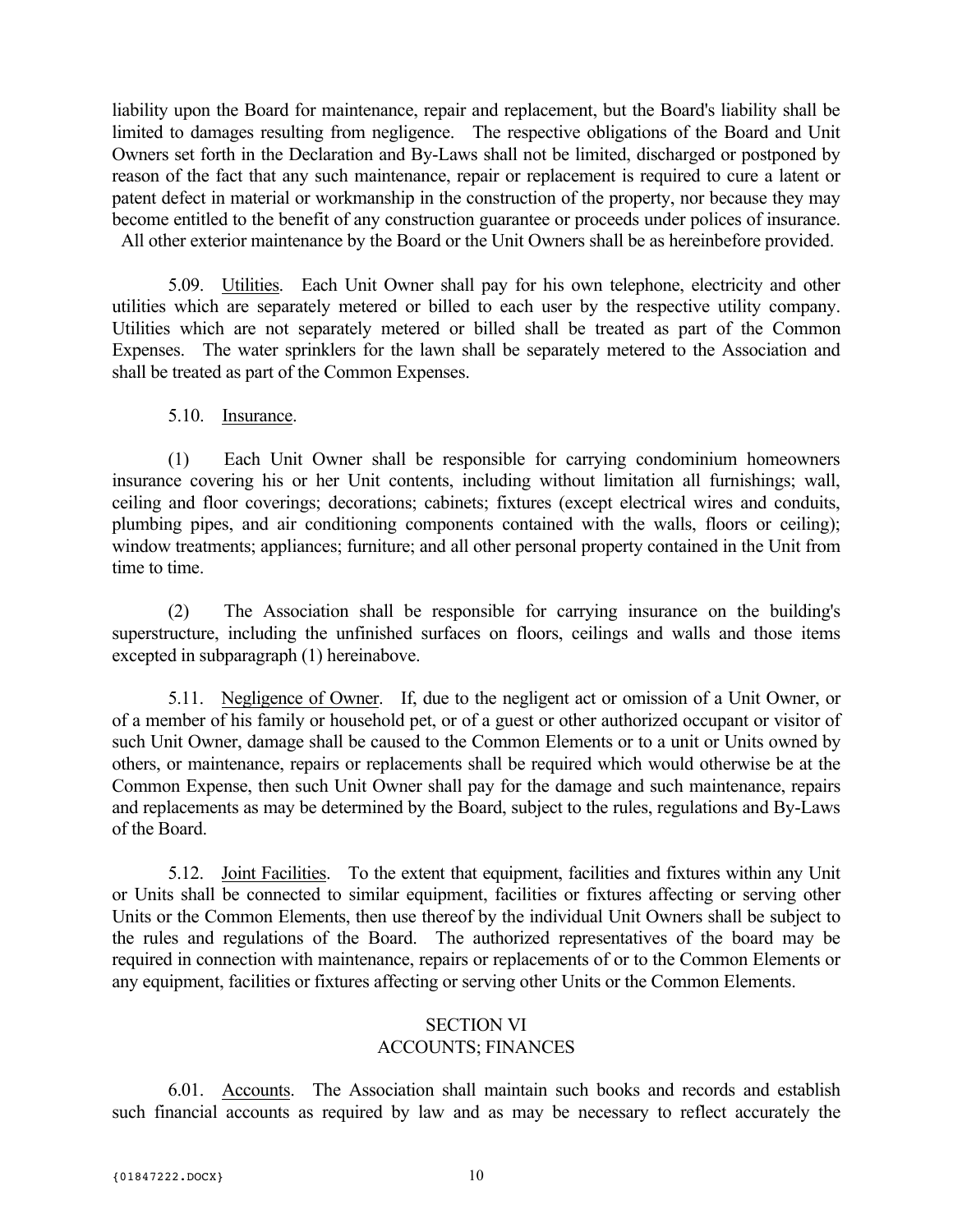liability upon the Board for maintenance, repair and replacement, but the Board's liability shall be limited to damages resulting from negligence. The respective obligations of the Board and Unit Owners set forth in the Declaration and By-Laws shall not be limited, discharged or postponed by reason of the fact that any such maintenance, repair or replacement is required to cure a latent or patent defect in material or workmanship in the construction of the property, nor because they may become entitled to the benefit of any construction guarantee or proceeds under polices of insurance. All other exterior maintenance by the Board or the Unit Owners shall be as hereinbefore provided.

5.09. Utilities. Each Unit Owner shall pay for his own telephone, electricity and other utilities which are separately metered or billed to each user by the respective utility company. Utilities which are not separately metered or billed shall be treated as part of the Common Expenses. The water sprinklers for the lawn shall be separately metered to the Association and shall be treated as part of the Common Expenses.

5.10. Insurance.

(1) Each Unit Owner shall be responsible for carrying condominium homeowners insurance covering his or her Unit contents, including without limitation all furnishings; wall, ceiling and floor coverings; decorations; cabinets; fixtures (except electrical wires and conduits, plumbing pipes, and air conditioning components contained with the walls, floors or ceiling); window treatments; appliances; furniture; and all other personal property contained in the Unit from time to time.

(2) The Association shall be responsible for carrying insurance on the building's superstructure, including the unfinished surfaces on floors, ceilings and walls and those items excepted in subparagraph (1) hereinabove.

5.11. Negligence of Owner. If, due to the negligent act or omission of a Unit Owner, or of a member of his family or household pet, or of a guest or other authorized occupant or visitor of such Unit Owner, damage shall be caused to the Common Elements or to a unit or Units owned by others, or maintenance, repairs or replacements shall be required which would otherwise be at the Common Expense, then such Unit Owner shall pay for the damage and such maintenance, repairs and replacements as may be determined by the Board, subject to the rules, regulations and By-Laws of the Board.

5.12. Joint Facilities. To the extent that equipment, facilities and fixtures within any Unit or Units shall be connected to similar equipment, facilities or fixtures affecting or serving other Units or the Common Elements, then use thereof by the individual Unit Owners shall be subject to the rules and regulations of the Board. The authorized representatives of the board may be required in connection with maintenance, repairs or replacements of or to the Common Elements or any equipment, facilities or fixtures affecting or serving other Units or the Common Elements.

## SECTION VI
## ACCOUNTS; FINANCES

6.01. Accounts. The Association shall maintain such books and records and establish such financial accounts as required by law and as may be necessary to reflect accurately the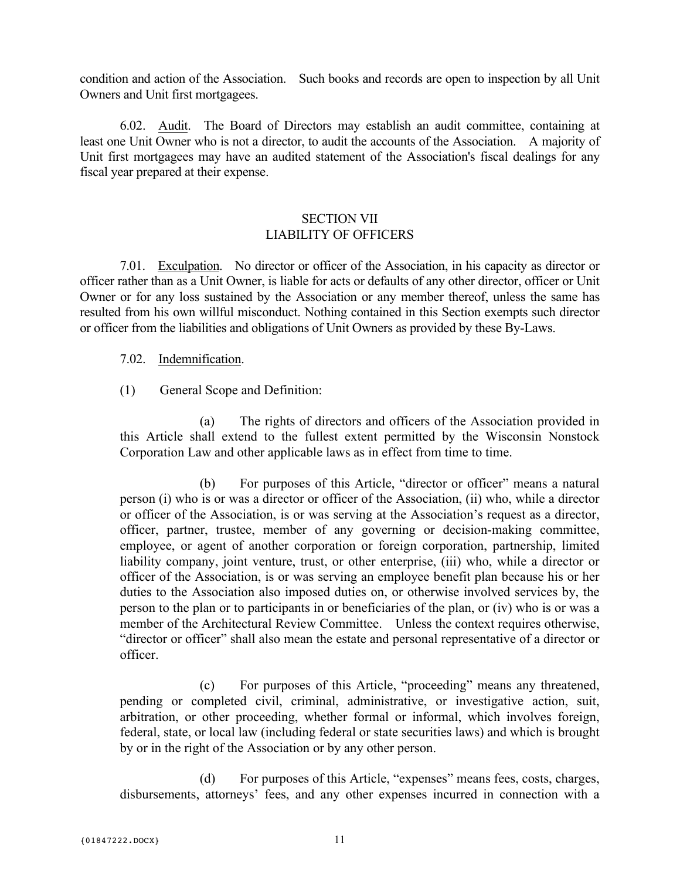condition and action of the Association. Such books and records are open to inspection by all Unit Owners and Unit first mortgagees.

6.02. Audit. The Board of Directors may establish an audit committee, containing at least one Unit Owner who is not a director, to audit the accounts of the Association. A majority of Unit first mortgagees may have an audited statement of the Association's fiscal dealings for any fiscal year prepared at their expense.

## SECTION VII
## LIABILITY OF OFFICERS

7.01. Exculpation. No director or officer of the Association, in his capacity as director or officer rather than as a Unit Owner, is liable for acts or defaults of any other director, officer or Unit Owner or for any loss sustained by the Association or any member thereof, unless the same has resulted from his own willful misconduct. Nothing contained in this Section exempts such director or officer from the liabilities and obligations of Unit Owners as provided by these By-Laws.

7.02. Indemnification.

(1) General Scope and Definition:

(a) The rights of directors and officers of the Association provided in this Article shall extend to the fullest extent permitted by the Wisconsin Nonstock Corporation Law and other applicable laws as in effect from time to time.

(b) For purposes of this Article, "director or officer" means a natural person (i) who is or was a director or officer of the Association, (ii) who, while a director or officer of the Association, is or was serving at the Association's request as a director, officer, partner, trustee, member of any governing or decision-making committee, employee, or agent of another corporation or foreign corporation, partnership, limited liability company, joint venture, trust, or other enterprise, (iii) who, while a director or officer of the Association, is or was serving an employee benefit plan because his or her duties to the Association also imposed duties on, or otherwise involved services by, the person to the plan or to participants in or beneficiaries of the plan, or (iv) who is or was a member of the Architectural Review Committee. Unless the context requires otherwise, "director or officer" shall also mean the estate and personal representative of a director or officer.

(c) For purposes of this Article, "proceeding" means any threatened, pending or completed civil, criminal, administrative, or investigative action, suit, arbitration, or other proceeding, whether formal or informal, which involves foreign, federal, state, or local law (including federal or state securities laws) and which is brought by or in the right of the Association or by any other person.

(d) For purposes of this Article, "expenses" means fees, costs, charges, disbursements, attorneys' fees, and any other expenses incurred in connection with a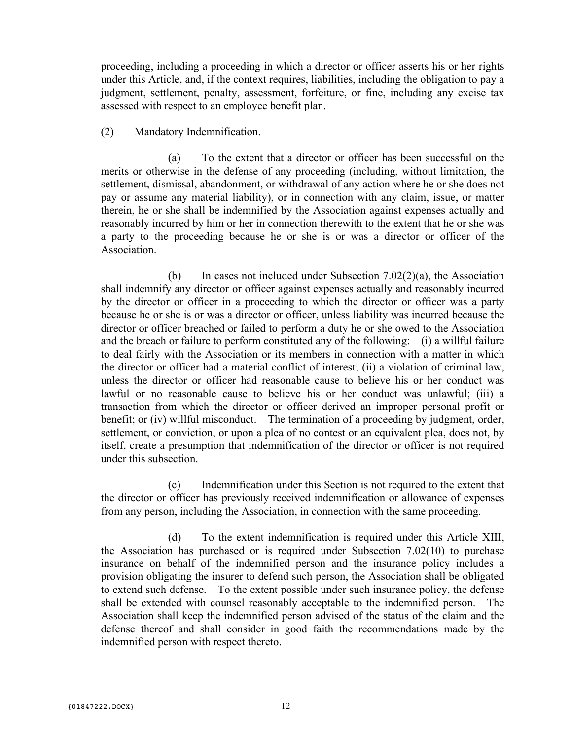proceeding, including a proceeding in which a director or officer asserts his or her rights under this Article, and, if the context requires, liabilities, including the obligation to pay a judgment, settlement, penalty, assessment, forfeiture, or fine, including any excise tax assessed with respect to an employee benefit plan.

(2) Mandatory Indemnification.

(a) To the extent that a director or officer has been successful on the merits or otherwise in the defense of any proceeding (including, without limitation, the settlement, dismissal, abandonment, or withdrawal of any action where he or she does not pay or assume any material liability), or in connection with any claim, issue, or matter therein, he or she shall be indemnified by the Association against expenses actually and reasonably incurred by him or her in connection therewith to the extent that he or she was a party to the proceeding because he or she is or was a director or officer of the Association.

(b) In cases not included under Subsection 7.02(2)(a), the Association shall indemnify any director or officer against expenses actually and reasonably incurred by the director or officer in a proceeding to which the director or officer was a party because he or she is or was a director or officer, unless liability was incurred because the director or officer breached or failed to perform a duty he or she owed to the Association and the breach or failure to perform constituted any of the following: (i) a willful failure to deal fairly with the Association or its members in connection with a matter in which the director or officer had a material conflict of interest; (ii) a violation of criminal law, unless the director or officer had reasonable cause to believe his or her conduct was lawful or no reasonable cause to believe his or her conduct was unlawful; (iii) a transaction from which the director or officer derived an improper personal profit or benefit; or (iv) willful misconduct. The termination of a proceeding by judgment, order, settlement, or conviction, or upon a plea of no contest or an equivalent plea, does not, by itself, create a presumption that indemnification of the director or officer is not required under this subsection.

(c) Indemnification under this Section is not required to the extent that the director or officer has previously received indemnification or allowance of expenses from any person, including the Association, in connection with the same proceeding.

(d) To the extent indemnification is required under this Article XIII, the Association has purchased or is required under Subsection 7.02(10) to purchase insurance on behalf of the indemnified person and the insurance policy includes a provision obligating the insurer to defend such person, the Association shall be obligated to extend such defense. To the extent possible under such insurance policy, the defense shall be extended with counsel reasonably acceptable to the indemnified person. The Association shall keep the indemnified person advised of the status of the claim and the defense thereof and shall consider in good faith the recommendations made by the indemnified person with respect thereto.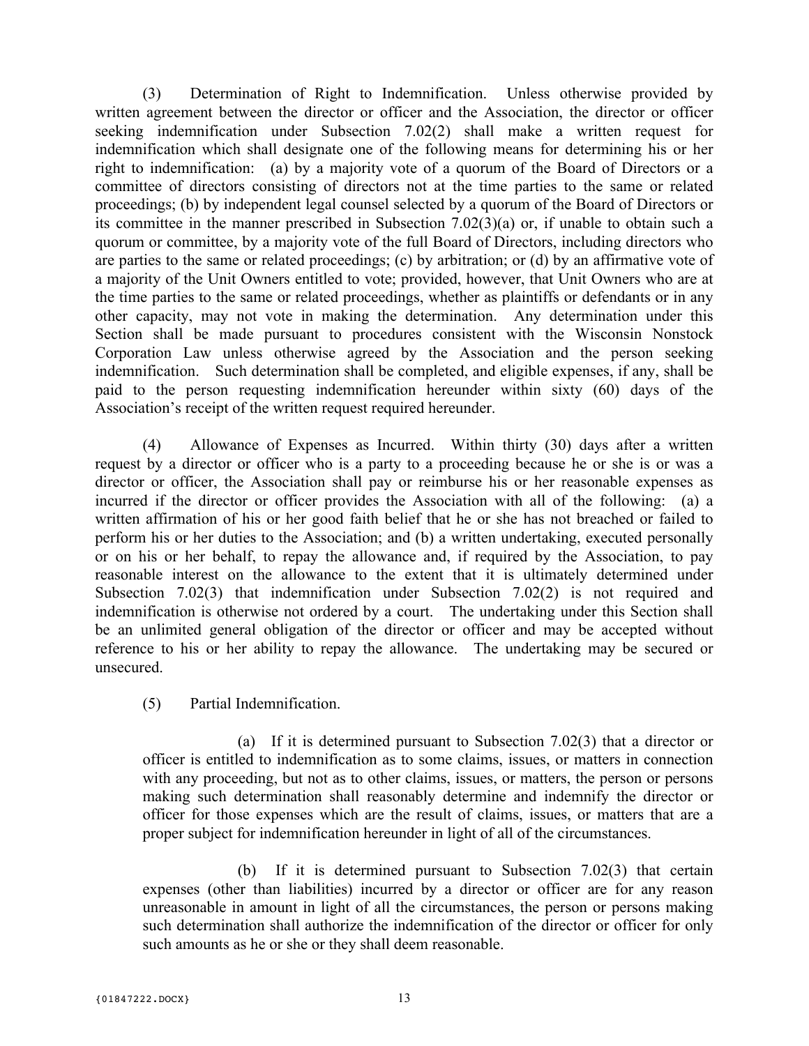(3) Determination of Right to Indemnification. Unless otherwise provided by written agreement between the director or officer and the Association, the director or officer seeking indemnification under Subsection 7.02(2) shall make a written request for indemnification which shall designate one of the following means for determining his or her right to indemnification: (a) by a majority vote of a quorum of the Board of Directors or a committee of directors consisting of directors not at the time parties to the same or related proceedings; (b) by independent legal counsel selected by a quorum of the Board of Directors or its committee in the manner prescribed in Subsection 7.02(3)(a) or, if unable to obtain such a quorum or committee, by a majority vote of the full Board of Directors, including directors who are parties to the same or related proceedings; (c) by arbitration; or (d) by an affirmative vote of a majority of the Unit Owners entitled to vote; provided, however, that Unit Owners who are at the time parties to the same or related proceedings, whether as plaintiffs or defendants or in any other capacity, may not vote in making the determination. Any determination under this Section shall be made pursuant to procedures consistent with the Wisconsin Nonstock Corporation Law unless otherwise agreed by the Association and the person seeking indemnification. Such determination shall be completed, and eligible expenses, if any, shall be paid to the person requesting indemnification hereunder within sixty (60) days of the Association's receipt of the written request required hereunder.

(4) Allowance of Expenses as Incurred. Within thirty (30) days after a written request by a director or officer who is a party to a proceeding because he or she is or was a director or officer, the Association shall pay or reimburse his or her reasonable expenses as incurred if the director or officer provides the Association with all of the following: (a) a written affirmation of his or her good faith belief that he or she has not breached or failed to perform his or her duties to the Association; and (b) a written undertaking, executed personally or on his or her behalf, to repay the allowance and, if required by the Association, to pay reasonable interest on the allowance to the extent that it is ultimately determined under Subsection 7.02(3) that indemnification under Subsection 7.02(2) is not required and indemnification is otherwise not ordered by a court. The undertaking under this Section shall be an unlimited general obligation of the director or officer and may be accepted without reference to his or her ability to repay the allowance. The undertaking may be secured or unsecured.

(5) Partial Indemnification.

(a) If it is determined pursuant to Subsection 7.02(3) that a director or officer is entitled to indemnification as to some claims, issues, or matters in connection with any proceeding, but not as to other claims, issues, or matters, the person or persons making such determination shall reasonably determine and indemnify the director or officer for those expenses which are the result of claims, issues, or matters that are a proper subject for indemnification hereunder in light of all of the circumstances.

(b) If it is determined pursuant to Subsection 7.02(3) that certain expenses (other than liabilities) incurred by a director or officer are for any reason unreasonable in amount in light of all the circumstances, the person or persons making such determination shall authorize the indemnification of the director or officer for only such amounts as he or she or they shall deem reasonable.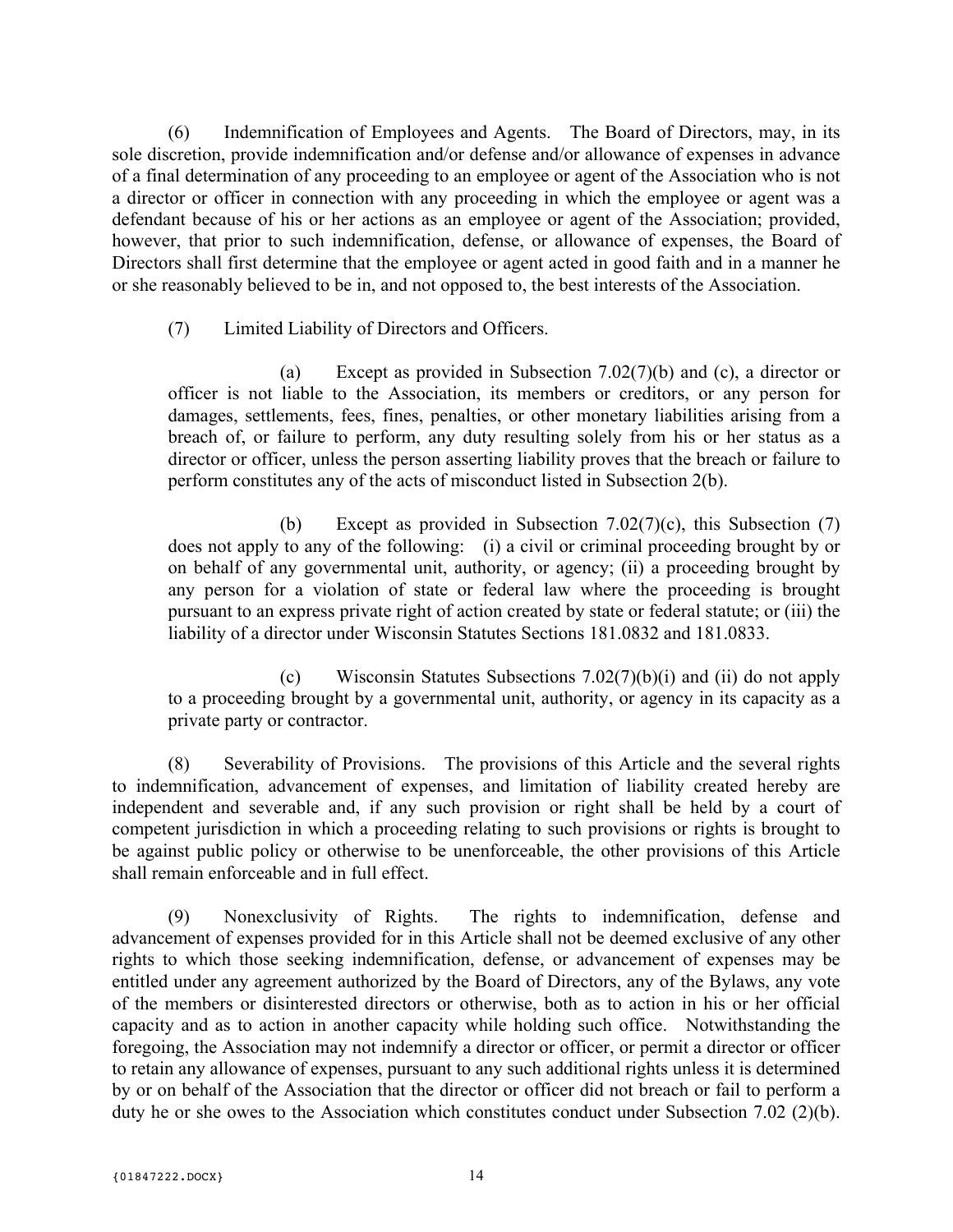(6) Indemnification of Employees and Agents. The Board of Directors, may, in its sole discretion, provide indemnification and/or defense and/or allowance of expenses in advance of a final determination of any proceeding to an employee or agent of the Association who is not a director or officer in connection with any proceeding in which the employee or agent was a defendant because of his or her actions as an employee or agent of the Association; provided, however, that prior to such indemnification, defense, or allowance of expenses, the Board of Directors shall first determine that the employee or agent acted in good faith and in a manner he or she reasonably believed to be in, and not opposed to, the best interests of the Association.

(7) Limited Liability of Directors and Officers.

> (a) Except as provided in Subsection 7.02(7)(b) and (c), a director or officer is not liable to the Association, its members or creditors, or any person for damages, settlements, fees, fines, penalties, or other monetary liabilities arising from a breach of, or failure to perform, any duty resulting solely from his or her status as a director or officer, unless the person asserting liability proves that the breach or failure to perform constitutes any of the acts of misconduct listed in Subsection 2(b).
>
> (b) Except as provided in Subsection 7.02(7)(c), this Subsection (7) does not apply to any of the following: (i) a civil or criminal proceeding brought by or on behalf of any governmental unit, authority, or agency; (ii) a proceeding brought by any person for a violation of state or federal law where the proceeding is brought pursuant to an express private right of action created by state or federal statute; or (iii) the liability of a director under Wisconsin Statutes Sections 181.0832 and 181.0833.
>
> (c) Wisconsin Statutes Subsections 7.02(7)(b)(i) and (ii) do not apply to a proceeding brought by a governmental unit, authority, or agency in its capacity as a private party or contractor.

(8) Severability of Provisions. The provisions of this Article and the several rights to indemnification, advancement of expenses, and limitation of liability created hereby are independent and severable and, if any such provision or right shall be held by a court of competent jurisdiction in which a proceeding relating to such provisions or rights is brought to be against public policy or otherwise to be unenforceable, the other provisions of this Article shall remain enforceable and in full effect.

(9) Nonexclusivity of Rights. The rights to indemnification, defense and advancement of expenses provided for in this Article shall not be deemed exclusive of any other rights to which those seeking indemnification, defense, or advancement of expenses may be entitled under any agreement authorized by the Board of Directors, any of the Bylaws, any vote of the members or disinterested directors or otherwise, both as to action in his or her official capacity and as to action in another capacity while holding such office. Notwithstanding the foregoing, the Association may not indemnify a director or officer, or permit a director or officer to retain any allowance of expenses, pursuant to any such additional rights unless it is determined by or on behalf of the Association that the director or officer did not breach or fail to perform a duty he or she owes to the Association which constitutes conduct under Subsection 7.02 (2)(b).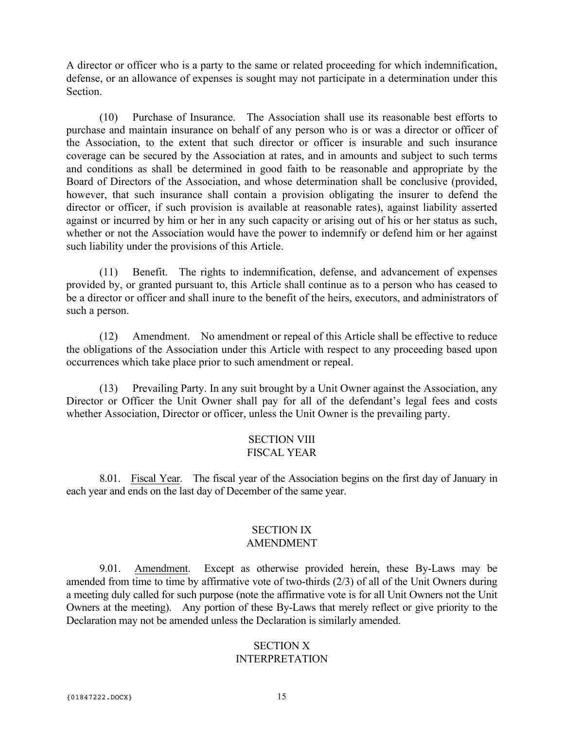A director or officer who is a party to the same or related proceeding for which indemnification, defense, or an allowance of expenses is sought may not participate in a determination under this Section.

(10) Purchase of Insurance. The Association shall use its reasonable best efforts to purchase and maintain insurance on behalf of any person who is or was a director or officer of the Association, to the extent that such director or officer is insurable and such insurance coverage can be secured by the Association at rates, and in amounts and subject to such terms and conditions as shall be determined in good faith to be reasonable and appropriate by the Board of Directors of the Association, and whose determination shall be conclusive (provided, however, that such insurance shall contain a provision obligating the insurer to defend the director or officer, if such provision is available at reasonable rates), against liability asserted against or incurred by him or her in any such capacity or arising out of his or her status as such, whether or not the Association would have the power to indemnify or defend him or her against such liability under the provisions of this Article.

(11) Benefit. The rights to indemnification, defense, and advancement of expenses provided by, or granted pursuant to, this Article shall continue as to a person who has ceased to be a director or officer and shall inure to the benefit of the heirs, executors, and administrators of such a person.

(12) Amendment. No amendment or repeal of this Article shall be effective to reduce the obligations of the Association under this Article with respect to any proceeding based upon occurrences which take place prior to such amendment or repeal.

(13) Prevailing Party. In any suit brought by a Unit Owner against the Association, any Director or Officer the Unit Owner shall pay for all of the defendant's legal fees and costs whether Association, Director or officer, unless the Unit Owner is the prevailing party.

## SECTION VIII
## FISCAL YEAR

8.01. Fiscal Year. The fiscal year of the Association begins on the first day of January in each year and ends on the last day of December of the same year.

## SECTION IX
## AMENDMENT

9.01. Amendment. Except as otherwise provided herein, these By-Laws may be amended from time to time by affirmative vote of two-thirds (2/3) of all of the Unit Owners during a meeting duly called for such purpose (note the affirmative vote is for all Unit Owners not the Unit Owners at the meeting). Any portion of these By-Laws that merely reflect or give priority to the Declaration may not be amended unless the Declaration is similarly amended.

## SECTION X
## INTERPRETATION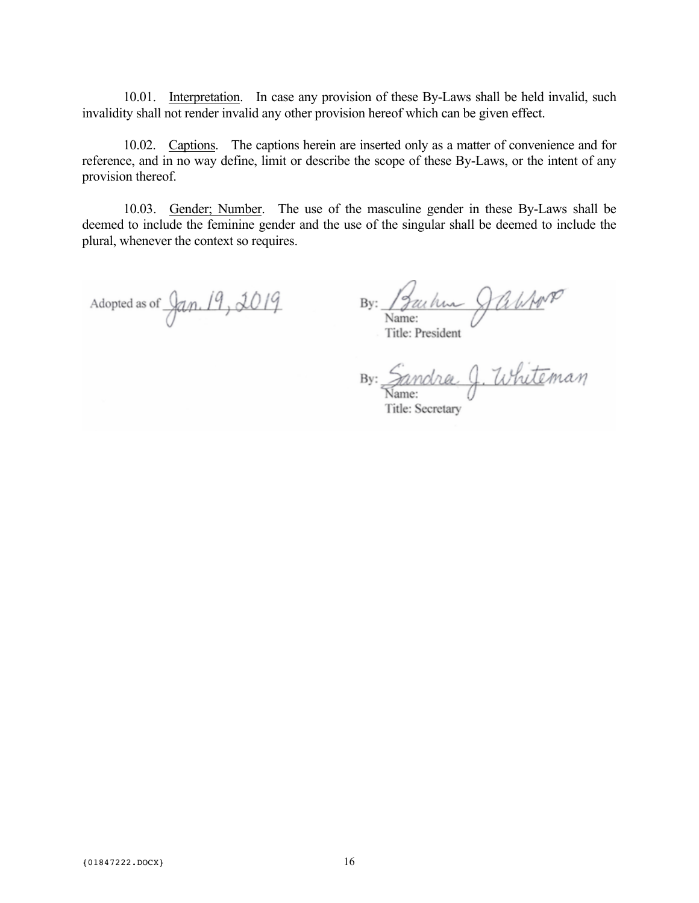10.01. Interpretation. In case any provision of these By-Laws shall be held invalid, such invalidity shall not render invalid any other provision hereof which can be given effect.

10.02. Captions. The captions herein are inserted only as a matter of convenience and for reference, and in no way define, limit or describe the scope of these By-Laws, or the intent of any provision thereof.

10.03. Gender; Number. The use of the masculine gender in these By-Laws shall be deemed to include the feminine gender and the use of the singular shall be deemed to include the plural, whenever the context so requires.

Adopted as of Jan. 19, 2019

By: Barbara J Abbott
Name:
Title: President

By: Sandra J. Whiteman
Name:
Title: Secretary

{01847222.DOCX}